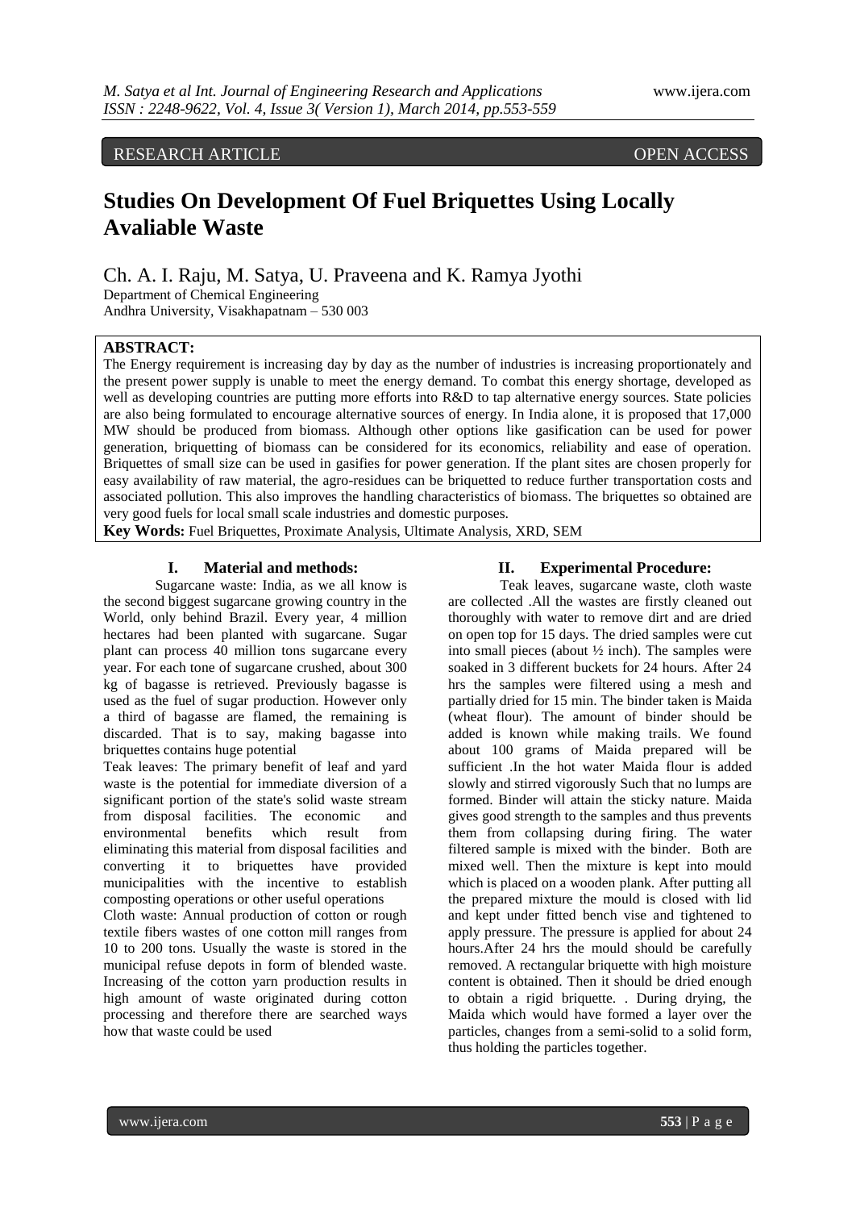RESEARCH ARTICLE OPEN ACCESS

# Studies On Development Of Fuel Briquettes Using Locally Avaliable Waste

Ch. A. I. Raju, M. Satya, U. Praveena and K. Ramya Jyothi

Department of Chemical Engineering
Andhra University, Visakhapatnam – 530 003

**ABSTRACT:**

The Energy requirement is increasing day by day as the number of industries is increasing proportionately and the present power supply is unable to meet the energy demand. To combat this energy shortage, developed as well as developing countries are putting more efforts into R&D to tap alternative energy sources. State policies are also being formulated to encourage alternative sources of energy. In India alone, it is proposed that 17,000 MW should be produced from biomass. Although other options like gasification can be used for power generation, briquetting of biomass can be considered for its economics, reliability and ease of operation. Briquettes of small size can be used in gasifies for power generation. If the plant sites are chosen properly for easy availability of raw material, the agro-residues can be briquetted to reduce further transportation costs and associated pollution. This also improves the handling characteristics of biomass. The briquettes so obtained are very good fuels for local small scale industries and domestic purposes.

**Key Words:** Fuel Briquettes, Proximate Analysis, Ultimate Analysis, XRD, SEM

## I. Material and methods:

Sugarcane waste: India, as we all know is the second biggest sugarcane growing country in the World, only behind Brazil. Every year, 4 million hectares had been planted with sugarcane. Sugar plant can process 40 million tons sugarcane every year. For each tone of sugarcane crushed, about 300 kg of bagasse is retrieved. Previously bagasse is used as the fuel of sugar production. However only a third of bagasse are flamed, the remaining is discarded. That is to say, making bagasse into briquettes contains huge potential

Teak leaves: The primary benefit of leaf and yard waste is the potential for immediate diversion of a significant portion of the state's solid waste stream from disposal facilities. The economic and environmental benefits which result from eliminating this material from disposal facilities and converting it to briquettes have provided municipalities with the incentive to establish composting operations or other useful operations

Cloth waste: Annual production of cotton or rough textile fibers wastes of one cotton mill ranges from 10 to 200 tons. Usually the waste is stored in the municipal refuse depots in form of blended waste. Increasing of the cotton yarn production results in high amount of waste originated during cotton processing and therefore there are searched ways how that waste could be used

## II. Experimental Procedure:

Teak leaves, sugarcane waste, cloth waste are collected .All the wastes are firstly cleaned out thoroughly with water to remove dirt and are dried on open top for 15 days. The dried samples were cut into small pieces (about ½ inch). The samples were soaked in 3 different buckets for 24 hours. After 24 hrs the samples were filtered using a mesh and partially dried for 15 min. The binder taken is Maida (wheat flour). The amount of binder should be added is known while making trails. We found about 100 grams of Maida prepared will be sufficient .In the hot water Maida flour is added slowly and stirred vigorously Such that no lumps are formed. Binder will attain the sticky nature. Maida gives good strength to the samples and thus prevents them from collapsing during firing. The water filtered sample is mixed with the binder. Both are mixed well. Then the mixture is kept into mould which is placed on a wooden plank. After putting all the prepared mixture the mould is closed with lid and kept under fitted bench vise and tightened to apply pressure. The pressure is applied for about 24 hours.After 24 hrs the mould should be carefully removed. A rectangular briquette with high moisture content is obtained. Then it should be dried enough to obtain a rigid briquette. . During drying, the Maida which would have formed a layer over the particles, changes from a semi-solid to a solid form, thus holding the particles together.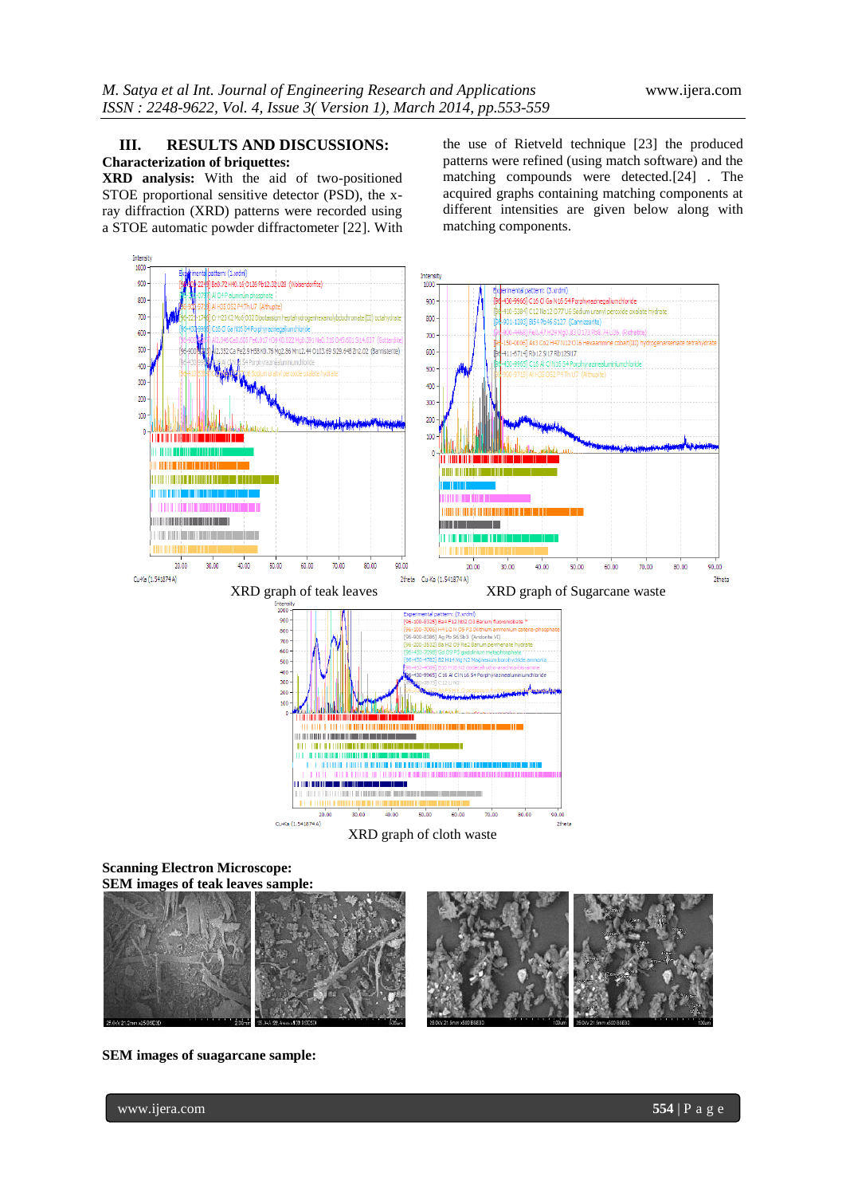## III. RESULTS AND DISCUSSIONS:

### Characterization of briquettes:

**XRD analysis:** With the aid of two-positioned STOE proportional sensitive detector (PSD), the x-ray diffraction (XRD) patterns were recorded using a STOE automatic powder diffractometer [22]. With the use of Rietveld technique [23] the produced patterns were refined (using match software) and the matching compounds were detected.[24] . The acquired graphs containing matching components at different intensities are given below along with matching components.

XRD graph of teak leaves

XRD graph of Sugarcane waste

XRD graph of cloth waste

### Scanning Electron Microscope:

**SEM images of teak leaves sample:**

**SEM images of suagarcane sample:**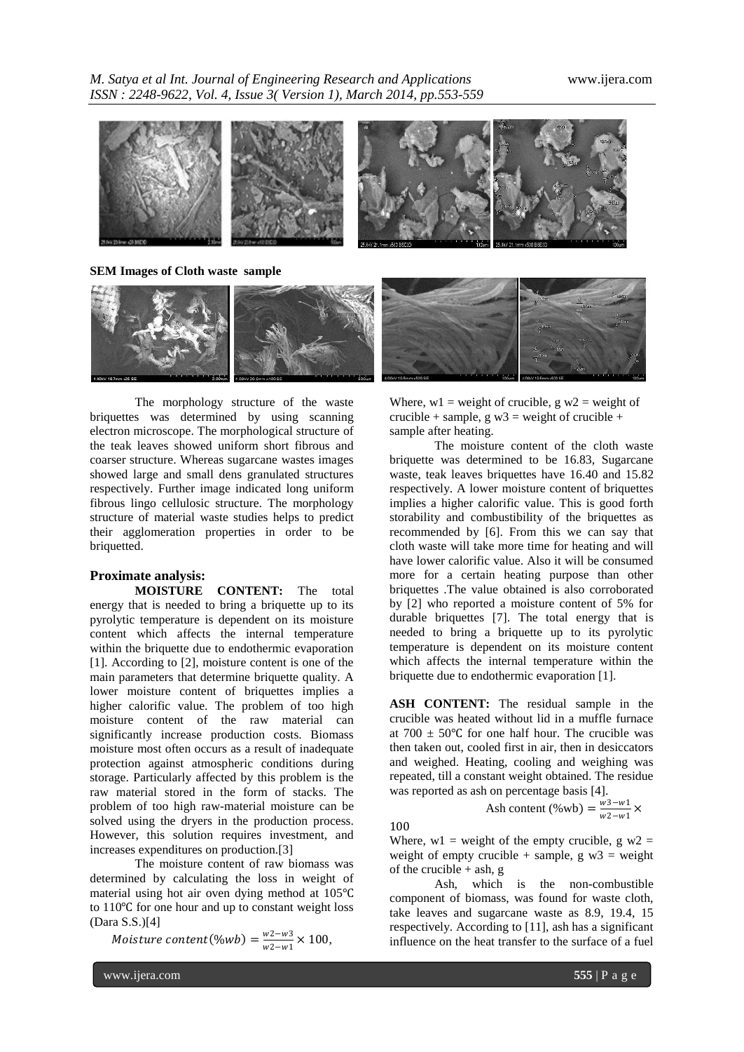**SEM Images of Cloth waste sample**

The morphology structure of the waste briquettes was determined by using scanning electron microscope. The morphological structure of the teak leaves showed uniform short fibrous and coarser structure. Whereas sugarcane wastes images showed large and small dens granulated structures respectively. Further image indicated long uniform fibrous lingo cellulosic structure. The morphology structure of material waste studies helps to predict their agglomeration properties in order to be briquetted.

### Proximate analysis:

**MOISTURE CONTENT:** The total energy that is needed to bring a briquette up to its pyrolytic temperature is dependent on its moisture content which affects the internal temperature within the briquette due to endothermic evaporation [1]. According to [2], moisture content is one of the main parameters that determine briquette quality. A lower moisture content of briquettes implies a higher calorific value. The problem of too high moisture content of the raw material can significantly increase production costs. Biomass moisture most often occurs as a result of inadequate protection against atmospheric conditions during storage. Particularly affected by this problem is the raw material stored in the form of stacks. The problem of too high raw-material moisture can be solved using the dryers in the production process. However, this solution requires investment, and increases expenditures on production.[3]

The moisture content of raw biomass was determined by calculating the loss in weight of material using hot air oven dying method at 105℃ to 110℃ for one hour and up to constant weight loss (Dara S.S.)[4]

$$Moisture\ content(\%wb) = \frac{w2-w3}{w2-w1} \times 100,$$

Where, w1 = weight of crucible, g w2 = weight of crucible + sample, g w3 = weight of crucible + sample after heating.

The moisture content of the cloth waste briquette was determined to be 16.83, Sugarcane waste, teak leaves briquettes have 16.40 and 15.82 respectively. A lower moisture content of briquettes implies a higher calorific value. This is good forth storability and combustibility of the briquettes as recommended by [6]. From this we can say that cloth waste will take more time for heating and will have lower calorific value. Also it will be consumed more for a certain heating purpose than other briquettes .The value obtained is also corroborated by [2] who reported a moisture content of 5% for durable briquettes [7]. The total energy that is needed to bring a briquette up to its pyrolytic temperature is dependent on its moisture content which affects the internal temperature within the briquette due to endothermic evaporation [1].

**ASH CONTENT:** The residual sample in the crucible was heated without lid in a muffle furnace at 700 ± 50℃ for one half hour. The crucible was then taken out, cooled first in air, then in desiccators and weighed. Heating, cooling and weighing was repeated, till a constant weight obtained. The residue was reported as ash on percentage basis [4].

$$\text{Ash content } (\%wb) = \frac{w3-w1}{w2-w1} \times 100$$

Where, w1 = weight of the empty crucible, g w2 = weight of empty crucible + sample, g w3 = weight of the crucible + ash, g

Ash, which is the non-combustible component of biomass, was found for waste cloth, take leaves and sugarcane waste as 8.9, 19.4, 15 respectively. According to [11], ash has a significant influence on the heat transfer to the surface of a fuel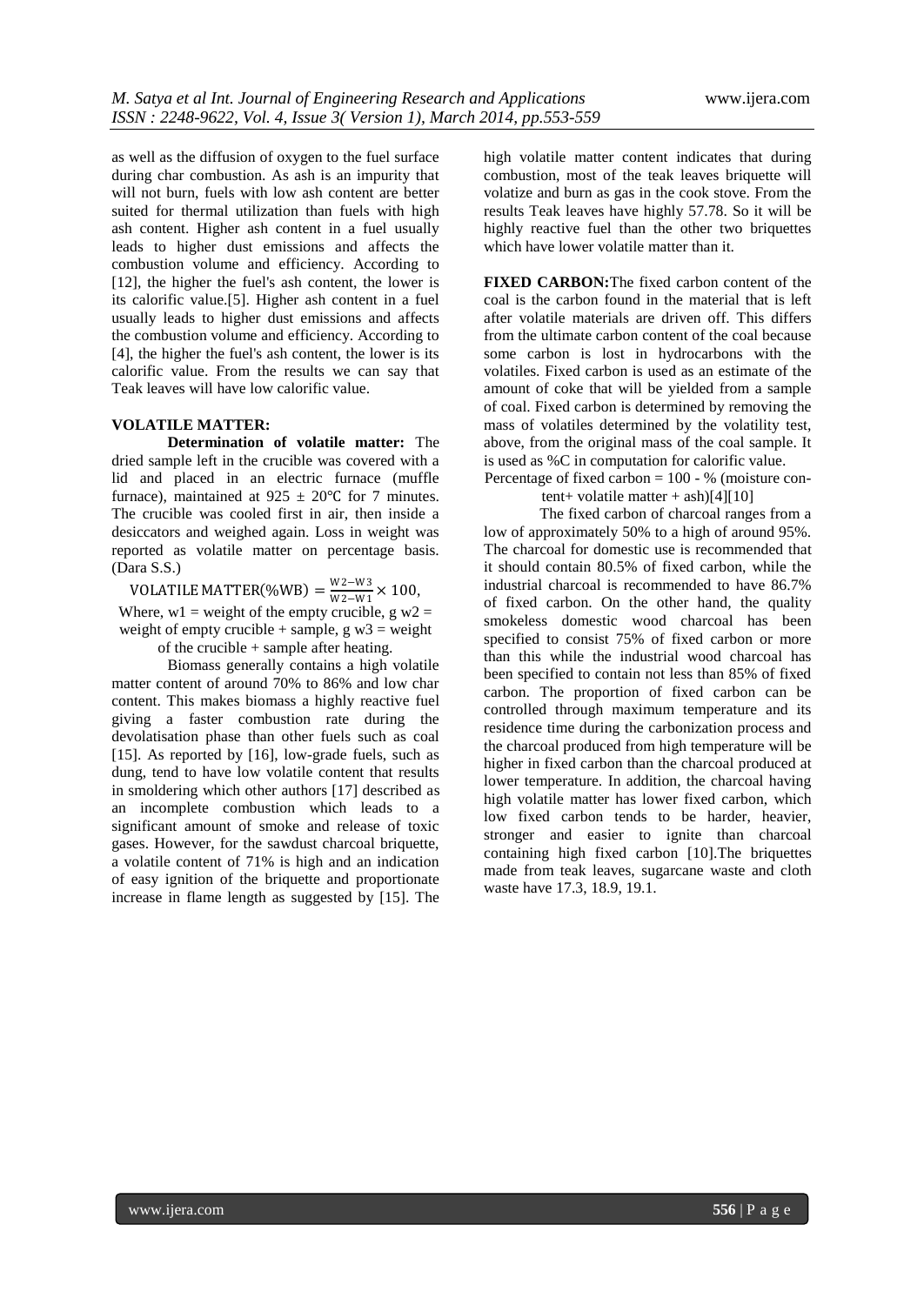as well as the diffusion of oxygen to the fuel surface during char combustion. As ash is an impurity that will not burn, fuels with low ash content are better suited for thermal utilization than fuels with high ash content. Higher ash content in a fuel usually leads to higher dust emissions and affects the combustion volume and efficiency. According to [12], the higher the fuel's ash content, the lower is its calorific value.[5]. Higher ash content in a fuel usually leads to higher dust emissions and affects the combustion volume and efficiency. According to [4], the higher the fuel's ash content, the lower is its calorific value. From the results we can say that Teak leaves will have low calorific value.

**VOLATILE MATTER:**

**Determination of volatile matter:** The dried sample left in the crucible was covered with a lid and placed in an electric furnace (muffle furnace), maintained at 925 ± 20℃ for 7 minutes. The crucible was cooled first in air, then inside a desiccators and weighed again. Loss in weight was reported as volatile matter on percentage basis. (Dara S.S.)

$$\text{VOLATILE MATTER(\%WB)} = \frac{W2-W3}{W2-W1} \times 100,$$

Where, w1 = weight of the empty crucible, g w2 = weight of empty crucible + sample, g w3 = weight of the crucible + sample after heating.

Biomass generally contains a high volatile matter content of around 70% to 86% and low char content. This makes biomass a highly reactive fuel giving a faster combustion rate during the devolatisation phase than other fuels such as coal [15]. As reported by [16], low-grade fuels, such as dung, tend to have low volatile content that results in smoldering which other authors [17] described as an incomplete combustion which leads to a significant amount of smoke and release of toxic gases. However, for the sawdust charcoal briquette, a volatile content of 71% is high and an indication of easy ignition of the briquette and proportionate increase in flame length as suggested by [15]. The high volatile matter content indicates that during combustion, most of the teak leaves briquette will volatize and burn as gas in the cook stove. From the results Teak leaves have highly 57.78. So it will be highly reactive fuel than the other two briquettes which have lower volatile matter than it.

**FIXED CARBON:**The fixed carbon content of the coal is the carbon found in the material that is left after volatile materials are driven off. This differs from the ultimate carbon content of the coal because some carbon is lost in hydrocarbons with the volatiles. Fixed carbon is used as an estimate of the amount of coke that will be yielded from a sample of coal. Fixed carbon is determined by removing the mass of volatiles determined by the volatility test, above, from the original mass of the coal sample. It is used as %C in computation for calorific value.

Percentage of fixed carbon = 100 - % (moisture content+ volatile matter + ash)[4][10]

The fixed carbon of charcoal ranges from a low of approximately 50% to a high of around 95%. The charcoal for domestic use is recommended that it should contain 80.5% of fixed carbon, while the industrial charcoal is recommended to have 86.7% of fixed carbon. On the other hand, the quality smokeless domestic wood charcoal has been specified to consist 75% of fixed carbon or more than this while the industrial wood charcoal has been specified to contain not less than 85% of fixed carbon. The proportion of fixed carbon can be controlled through maximum temperature and its residence time during the carbonization process and the charcoal produced from high temperature will be higher in fixed carbon than the charcoal produced at lower temperature. In addition, the charcoal having high volatile matter has lower fixed carbon, which low fixed carbon tends to be harder, heavier, stronger and easier to ignite than charcoal containing high fixed carbon [10].The briquettes made from teak leaves, sugarcane waste and cloth waste have 17.3, 18.9, 19.1.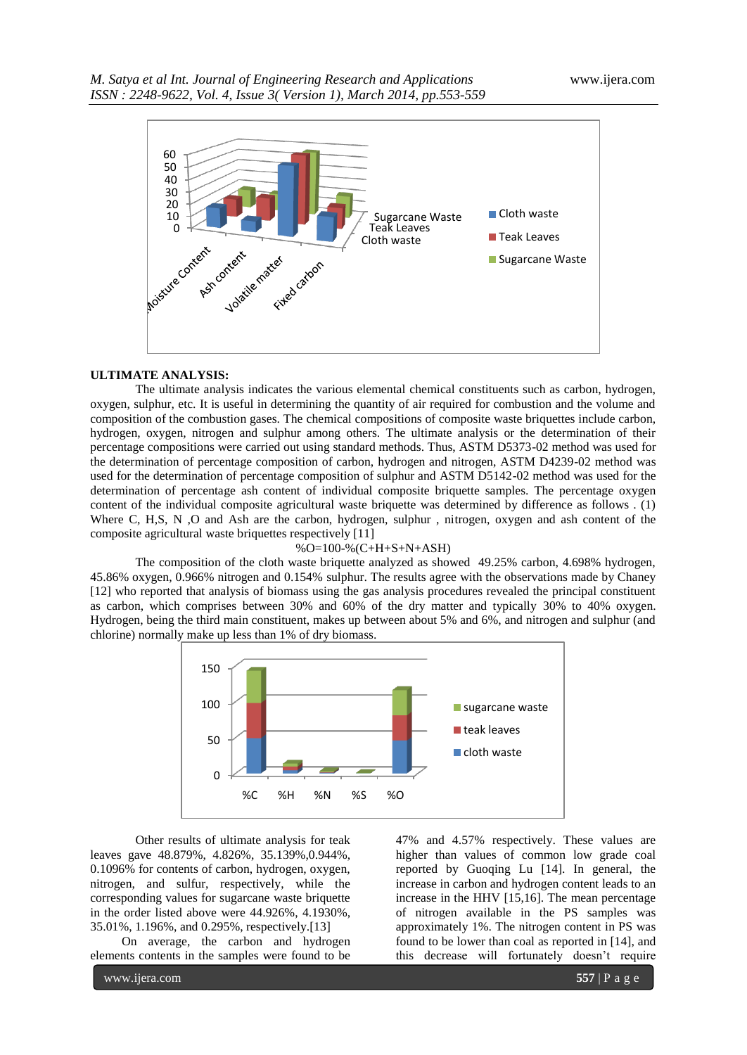## ULTIMATE ANALYSIS:

The ultimate analysis indicates the various elemental chemical constituents such as carbon, hydrogen, oxygen, sulphur, etc. It is useful in determining the quantity of air required for combustion and the volume and composition of the combustion gases. The chemical compositions of composite waste briquettes include carbon, hydrogen, oxygen, nitrogen and sulphur among others. The ultimate analysis or the determination of their percentage compositions were carried out using standard methods. Thus, ASTM D5373-02 method was used for the determination of percentage composition of carbon, hydrogen and nitrogen, ASTM D4239-02 method was used for the determination of percentage composition of sulphur and ASTM D5142-02 method was used for the determination of percentage ash content of individual composite briquette samples. The percentage oxygen content of the individual composite agricultural waste briquette was determined by difference as follows . (1) Where C, H,S, N ,O and Ash are the carbon, hydrogen, sulphur , nitrogen, oxygen and ash content of the composite agricultural waste briquettes respectively [11]

$$\%O=100-\%(C+H+S+N+ASH)$$

The composition of the cloth waste briquette analyzed as showed 49.25% carbon, 4.698% hydrogen, 45.86% oxygen, 0.966% nitrogen and 0.154% sulphur. The results agree with the observations made by Chaney [12] who reported that analysis of biomass using the gas analysis procedures revealed the principal constituent as carbon, which comprises between 30% and 60% of the dry matter and typically 30% to 40% oxygen. Hydrogen, being the third main constituent, makes up between about 5% and 6%, and nitrogen and sulphur (and chlorine) normally make up less than 1% of dry biomass.

Other results of ultimate analysis for teak leaves gave 48.879%, 4.826%, 35.139%,0.944%, 0.1096% for contents of carbon, hydrogen, oxygen, nitrogen, and sulfur, respectively, while the corresponding values for sugarcane waste briquette in the order listed above were 44.926%, 4.1930%, 35.01%, 1.196%, and 0.295%, respectively.[13]

On average, the carbon and hydrogen elements contents in the samples were found to be 47% and 4.57% respectively. These values are higher than values of common low grade coal reported by Guoqing Lu [14]. In general, the increase in carbon and hydrogen content leads to an increase in the HHV [15,16]. The mean percentage of nitrogen available in the PS samples was approximately 1%. The nitrogen content in PS was found to be lower than coal as reported in [14], and this decrease will fortunately doesn't require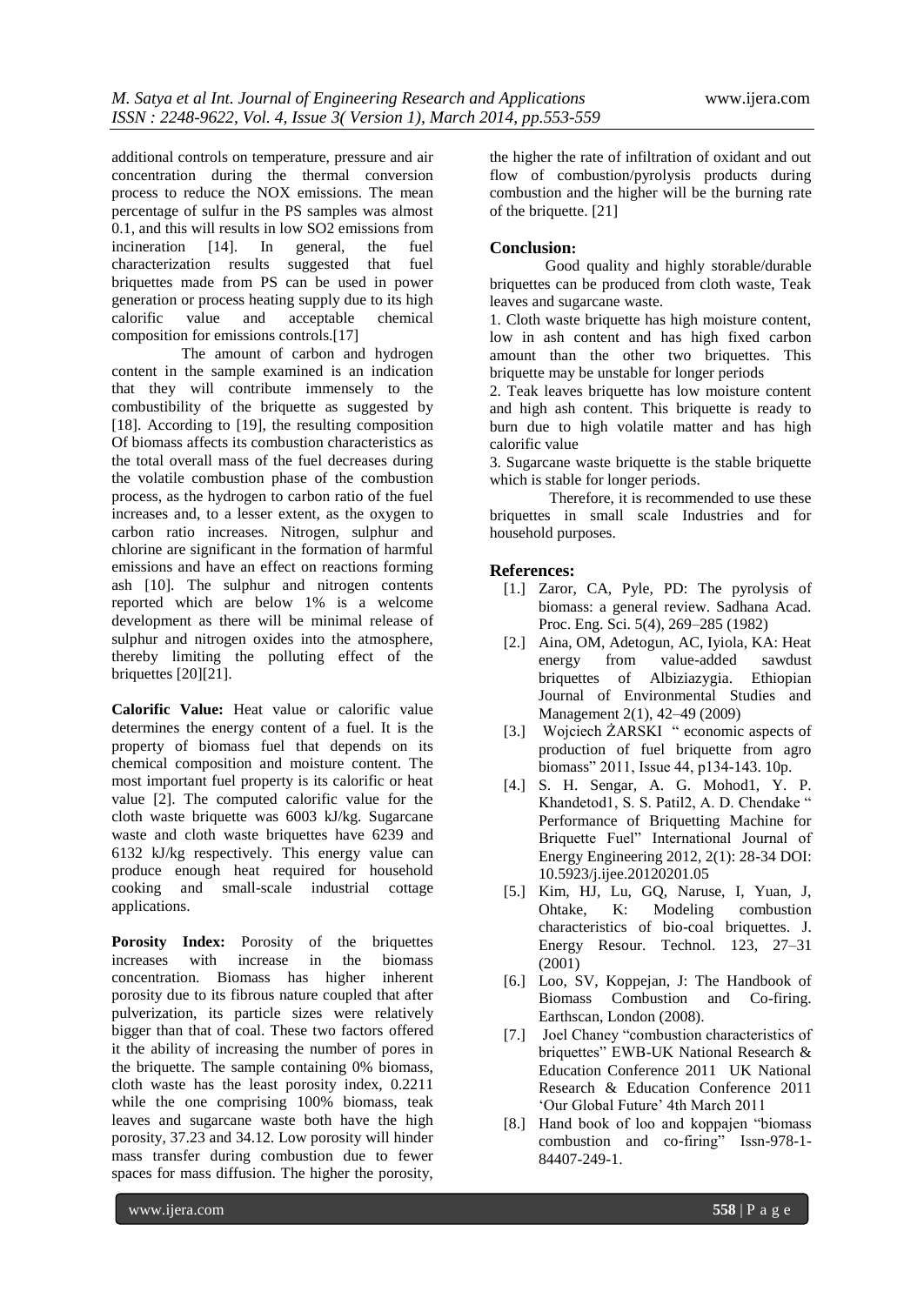additional controls on temperature, pressure and air concentration during the thermal conversion process to reduce the NOX emissions. The mean percentage of sulfur in the PS samples was almost 0.1, and this will results in low SO2 emissions from incineration [14]. In general, the fuel characterization results suggested that fuel briquettes made from PS can be used in power generation or process heating supply due to its high calorific value and acceptable chemical composition for emissions controls.[17]

The amount of carbon and hydrogen content in the sample examined is an indication that they will contribute immensely to the combustibility of the briquette as suggested by [18]. According to [19], the resulting composition Of biomass affects its combustion characteristics as the total overall mass of the fuel decreases during the volatile combustion phase of the combustion process, as the hydrogen to carbon ratio of the fuel increases and, to a lesser extent, as the oxygen to carbon ratio increases. Nitrogen, sulphur and chlorine are significant in the formation of harmful emissions and have an effect on reactions forming ash [10]. The sulphur and nitrogen contents reported which are below 1% is a welcome development as there will be minimal release of sulphur and nitrogen oxides into the atmosphere, thereby limiting the polluting effect of the briquettes [20][21].

**Calorific Value:** Heat value or calorific value determines the energy content of a fuel. It is the property of biomass fuel that depends on its chemical composition and moisture content. The most important fuel property is its calorific or heat value [2]. The computed calorific value for the cloth waste briquette was 6003 kJ/kg. Sugarcane waste and cloth waste briquettes have 6239 and 6132 kJ/kg respectively. This energy value can produce enough heat required for household cooking and small-scale industrial cottage applications.

**Porosity Index:** Porosity of the briquettes increases with increase in the biomass concentration. Biomass has higher inherent porosity due to its fibrous nature coupled that after pulverization, its particle sizes were relatively bigger than that of coal. These two factors offered it the ability of increasing the number of pores in the briquette. The sample containing 0% biomass, cloth waste has the least porosity index, 0.2211 while the one comprising 100% biomass, teak leaves and sugarcane waste both have the high porosity, 37.23 and 34.12. Low porosity will hinder mass transfer during combustion due to fewer spaces for mass diffusion. The higher the porosity, the higher the rate of infiltration of oxidant and out flow of combustion/pyrolysis products during combustion and the higher will be the burning rate of the briquette. [21]

## Conclusion:

Good quality and highly storable/durable briquettes can be produced from cloth waste, Teak leaves and sugarcane waste.

1. Cloth waste briquette has high moisture content, low in ash content and has high fixed carbon amount than the other two briquettes. This briquette may be unstable for longer periods
2. Teak leaves briquette has low moisture content and high ash content. This briquette is ready to burn due to high volatile matter and has high calorific value
3. Sugarcane waste briquette is the stable briquette which is stable for longer periods.

Therefore, it is recommended to use these briquettes in small scale Industries and for household purposes.

## References:

[1.] Zaror, CA, Pyle, PD: The pyrolysis of biomass: a general review. Sadhana Acad. Proc. Eng. Sci. 5(4), 269–285 (1982)

[2.] Aina, OM, Adetogun, AC, Iyiola, KA: Heat energy from value-added sawdust briquettes of Albiziazygia. Ethiopian Journal of Environmental Studies and Management 2(1), 42–49 (2009)

[3.] Wojciech ŻARSKI " economic aspects of production of fuel briquette from agro biomass" 2011, Issue 44, p134-143. 10p.

[4.] S. H. Sengar, A. G. Mohod1, Y. P. Khandetod1, S. S. Patil2, A. D. Chendake " Performance of Briquetting Machine for Briquette Fuel" International Journal of Energy Engineering 2012, 2(1): 28-34 DOI: 10.5923/j.ijee.20120201.05

[5.] Kim, HJ, Lu, GQ, Naruse, I, Yuan, J, Ohtake, K: Modeling combustion characteristics of bio-coal briquettes. J. Energy Resour. Technol. 123, 27–31 (2001)

[6.] Loo, SV, Koppejan, J: The Handbook of Biomass Combustion and Co-firing. Earthscan, London (2008).

[7.] Joel Chaney "combustion characteristics of briquettes" EWB-UK National Research & Education Conference 2011 UK National Research & Education Conference 2011 'Our Global Future' 4th March 2011

[8.] Hand book of loo and koppajen "biomass combustion and co-firing" Issn-978-1-84407-249-1.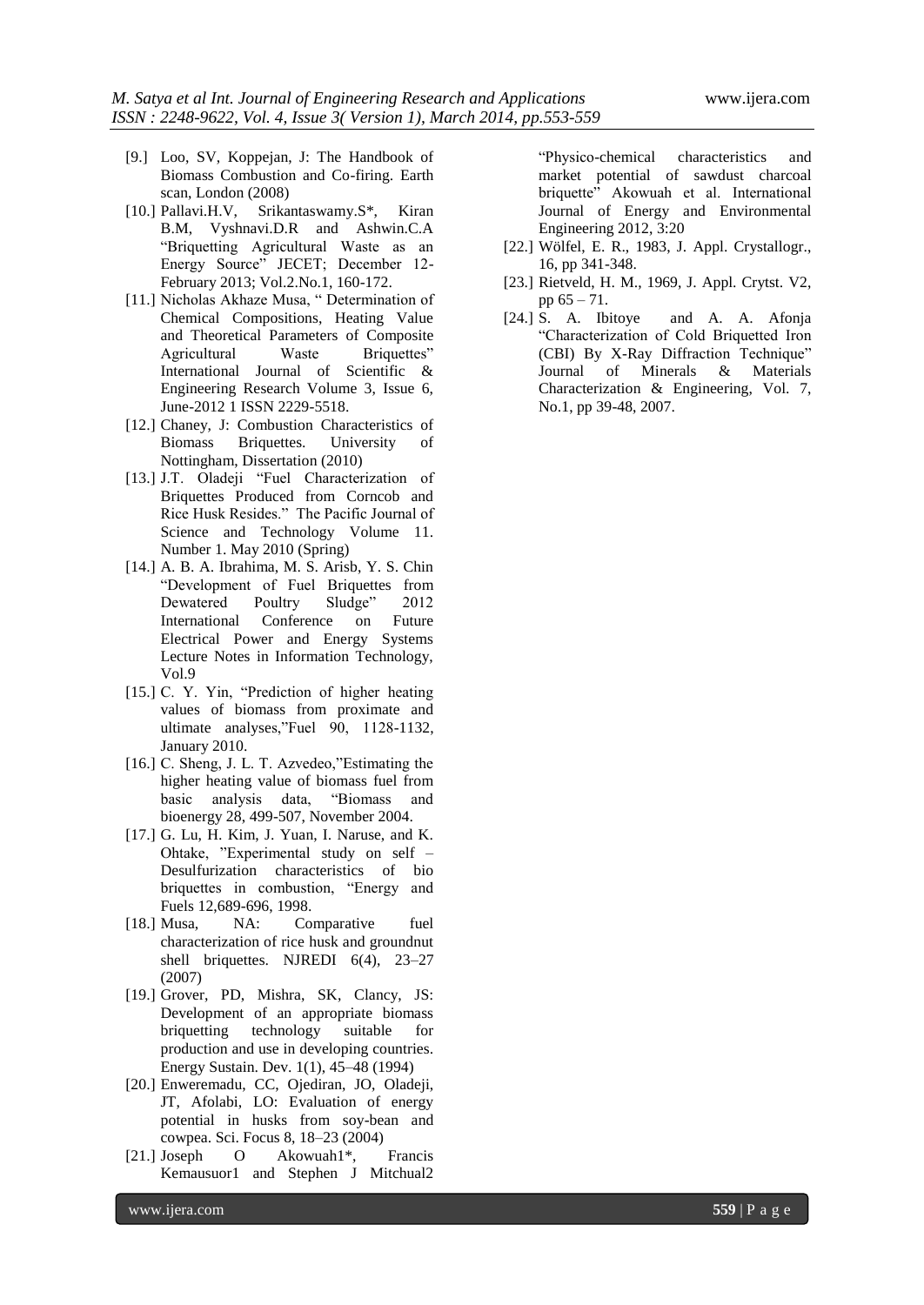- [9.] Loo, SV, Koppejan, J: The Handbook of Biomass Combustion and Co-firing. Earth scan, London (2008)
- [10.] Pallavi.H.V, Srikantaswamy.S*, Kiran B.M, Vyshnavi.D.R and Ashwin.C.A "Briquetting Agricultural Waste as an Energy Source" JECET; December 12-February 2013; Vol.2.No.1, 160-172.
- [11.] Nicholas Akhaze Musa, " Determination of Chemical Compositions, Heating Value and Theoretical Parameters of Composite Agricultural Waste Briquettes" International Journal of Scientific & Engineering Research Volume 3, Issue 6, June-2012 1 ISSN 2229-5518.
- [12.] Chaney, J: Combustion Characteristics of Biomass Briquettes. University of Nottingham, Dissertation (2010)
- [13.] J.T. Oladeji "Fuel Characterization of Briquettes Produced from Corncob and Rice Husk Resides." The Pacific Journal of Science and Technology Volume 11. Number 1. May 2010 (Spring)
- [14.] A. B. A. Ibrahima, M. S. Arisb, Y. S. Chin "Development of Fuel Briquettes from Dewatered Poultry Sludge" 2012 International Conference on Future Electrical Power and Energy Systems Lecture Notes in Information Technology, Vol.9
- [15.] C. Y. Yin, "Prediction of higher heating values of biomass from proximate and ultimate analyses,"Fuel 90, 1128-1132, January 2010.
- [16.] C. Sheng, J. L. T. Azvedeo,"Estimating the higher heating value of biomass fuel from basic analysis data, "Biomass and bioenergy 28, 499-507, November 2004.
- [17.] G. Lu, H. Kim, J. Yuan, I. Naruse, and K. Ohtake, "Experimental study on self – Desulfurization characteristics of bio briquettes in combustion, "Energy and Fuels 12,689-696, 1998.
- [18.] Musa, NA: Comparative fuel characterization of rice husk and groundnut shell briquettes. NJREDI 6(4), 23–27 (2007)
- [19.] Grover, PD, Mishra, SK, Clancy, JS: Development of an appropriate biomass briquetting technology suitable for production and use in developing countries. Energy Sustain. Dev. 1(1), 45–48 (1994)
- [20.] Enweremadu, CC, Ojediran, JO, Oladeji, JT, Afolabi, LO: Evaluation of energy potential in husks from soy-bean and cowpea. Sci. Focus 8, 18–23 (2004)
- [21.] Joseph O Akowuah1*, Francis Kemausuor1 and Stephen J Mitchual2 "Physico-chemical characteristics and market potential of sawdust charcoal briquette" Akowuah et al. International Journal of Energy and Environmental Engineering 2012, 3:20
- [22.] Wölfel, E. R., 1983, J. Appl. Crystallogr., 16, pp 341-348.
- [23.] Rietveld, H. M., 1969, J. Appl. Crytst. V2, pp 65 – 71.
- [24.] S. A. Ibitoye and A. A. Afonja "Characterization of Cold Briquetted Iron (CBI) By X-Ray Diffraction Technique" Journal of Minerals & Materials Characterization & Engineering, Vol. 7, No.1, pp 39-48, 2007.